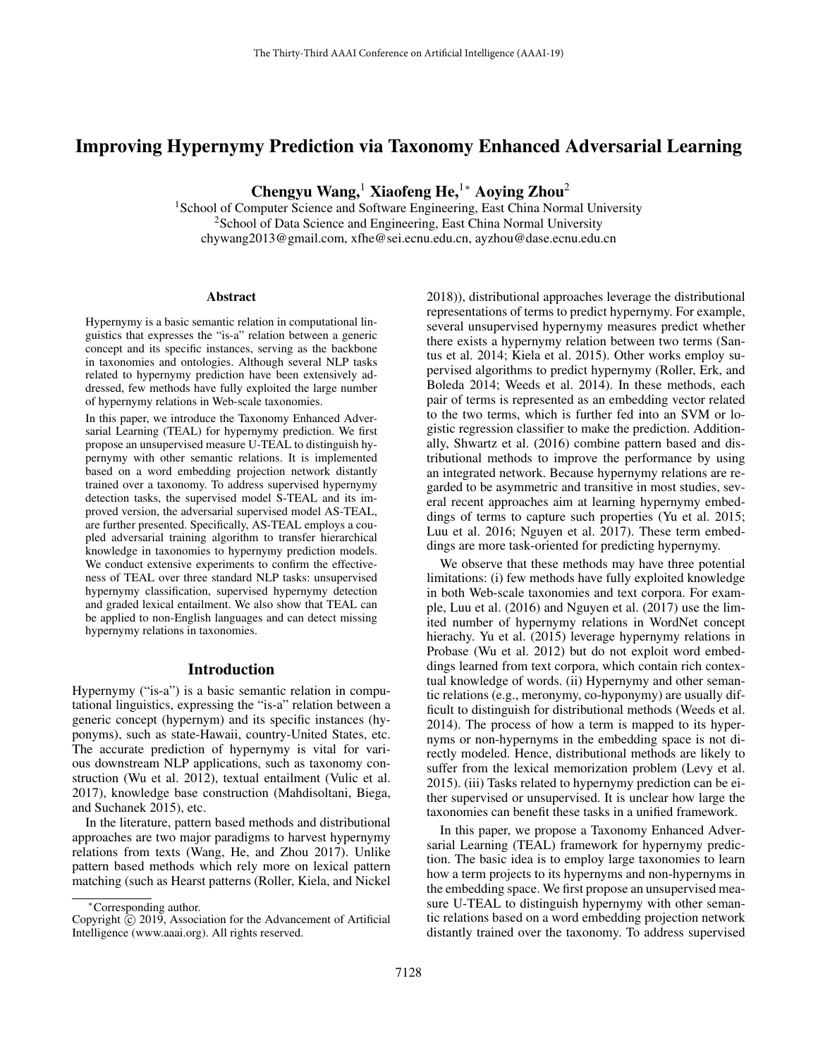# Improving Hypernymy Prediction via Taxonomy Enhanced Adversarial Learning

**Chengyu Wang,[1] Xiaofeng He,[1*] Aoying Zhou[2]**

[1]School of Computer Science and Software Engineering, East China Normal University
[2]School of Data Science and Engineering, East China Normal University
chywang2013@gmail.com, xfhe@sei.ecnu.edu.cn, ayzhou@dase.ecnu.edu.cn

## Abstract

Hypernymy is a basic semantic relation in computational linguistics that expresses the "is-a" relation between a generic concept and its specific instances, serving as the backbone in taxonomies and ontologies. Although several NLP tasks related to hypernymy prediction have been extensively addressed, few methods have fully exploited the large number of hypernymy relations in Web-scale taxonomies.

In this paper, we introduce the Taxonomy Enhanced Adversarial Learning (TEAL) for hypernymy prediction. We first propose an unsupervised measure U-TEAL to distinguish hypernymy with other semantic relations. It is implemented based on a word embedding projection network distantly trained over a taxonomy. To address supervised hypernymy detection tasks, the supervised model S-TEAL and its improved version, the adversarial supervised model AS-TEAL, are further presented. Specifically, AS-TEAL employs a coupled adversarial training algorithm to transfer hierarchical knowledge in taxonomies to hypernymy prediction models. We conduct extensive experiments to confirm the effectiveness of TEAL over three standard NLP tasks: unsupervised hypernymy classification, supervised hypernymy detection and graded lexical entailment. We also show that TEAL can be applied to non-English languages and can detect missing hypernymy relations in taxonomies.

## Introduction

Hypernymy ("is-a") is a basic semantic relation in computational linguistics, expressing the "is-a" relation between a generic concept (hypernym) and its specific instances (hyponyms), such as state-Hawaii, country-United States, etc. The accurate prediction of hypernymy is vital for various downstream NLP applications, such as taxonomy construction (Wu et al. 2012), textual entailment (Vulic et al. 2017), knowledge base construction (Mahdisoltani, Biega, and Suchanek 2015), etc.

In the literature, pattern based methods and distributional approaches are two major paradigms to harvest hypernymy relations from texts (Wang, He, and Zhou 2017). Unlike pattern based methods which rely more on lexical pattern matching (such as Hearst patterns (Roller, Kiela, and Nickel 2018)), distributional approaches leverage the distributional representations of terms to predict hypernymy. For example, several unsupervised hypernymy measures predict whether there exists a hypernymy relation between two terms (Santus et al. 2014; Kiela et al. 2015). Other works employ supervised algorithms to predict hypernymy (Roller, Erk, and Boleda 2014; Weeds et al. 2014). In these methods, each pair of terms is represented as an embedding vector related to the two terms, which is further fed into an SVM or logistic regression classifier to make the prediction. Additionally, Shwartz et al. (2016) combine pattern based and distributional methods to improve the performance by using an integrated network. Because hypernymy relations are regarded to be asymmetric and transitive in most studies, several recent approaches aim at learning hypernymy embeddings of terms to capture such properties (Yu et al. 2015; Luu et al. 2016; Nguyen et al. 2017). These term embeddings are more task-oriented for predicting hypernymy.

We observe that these methods may have three potential limitations: (i) few methods have fully exploited knowledge in both Web-scale taxonomies and text corpora. For example, Luu et al. (2016) and Nguyen et al. (2017) use the limited number of hypernymy relations in WordNet concept hierachy. Yu et al. (2015) leverage hypernymy relations in Probase (Wu et al. 2012) but do not exploit word embeddings learned from text corpora, which contain rich contextual knowledge of words. (ii) Hypernymy and other semantic relations (e.g., meronymy, co-hyponymy) are usually difficult to distinguish for distributional methods (Weeds et al. 2014). The process of how a term is mapped to its hypernyms or non-hypernyms in the embedding space is not directly modeled. Hence, distributional methods are likely to suffer from the lexical memorization problem (Levy et al. 2015). (iii) Tasks related to hypernymy prediction can be either supervised or unsupervised. It is unclear how large the taxonomies can benefit these tasks in a unified framework.

In this paper, we propose a Taxonomy Enhanced Adversarial Learning (TEAL) framework for hypernymy prediction. The basic idea is to employ large taxonomies to learn how a term projects to its hypernyms and non-hypernyms in the embedding space. We first propose an unsupervised measure U-TEAL to distinguish hypernymy with other semantic relations based on a word embedding projection network distantly trained over the taxonomy. To address supervised

*Corresponding author.
Copyright © 2019, Association for the Advancement of Artificial Intelligence (www.aaai.org). All rights reserved.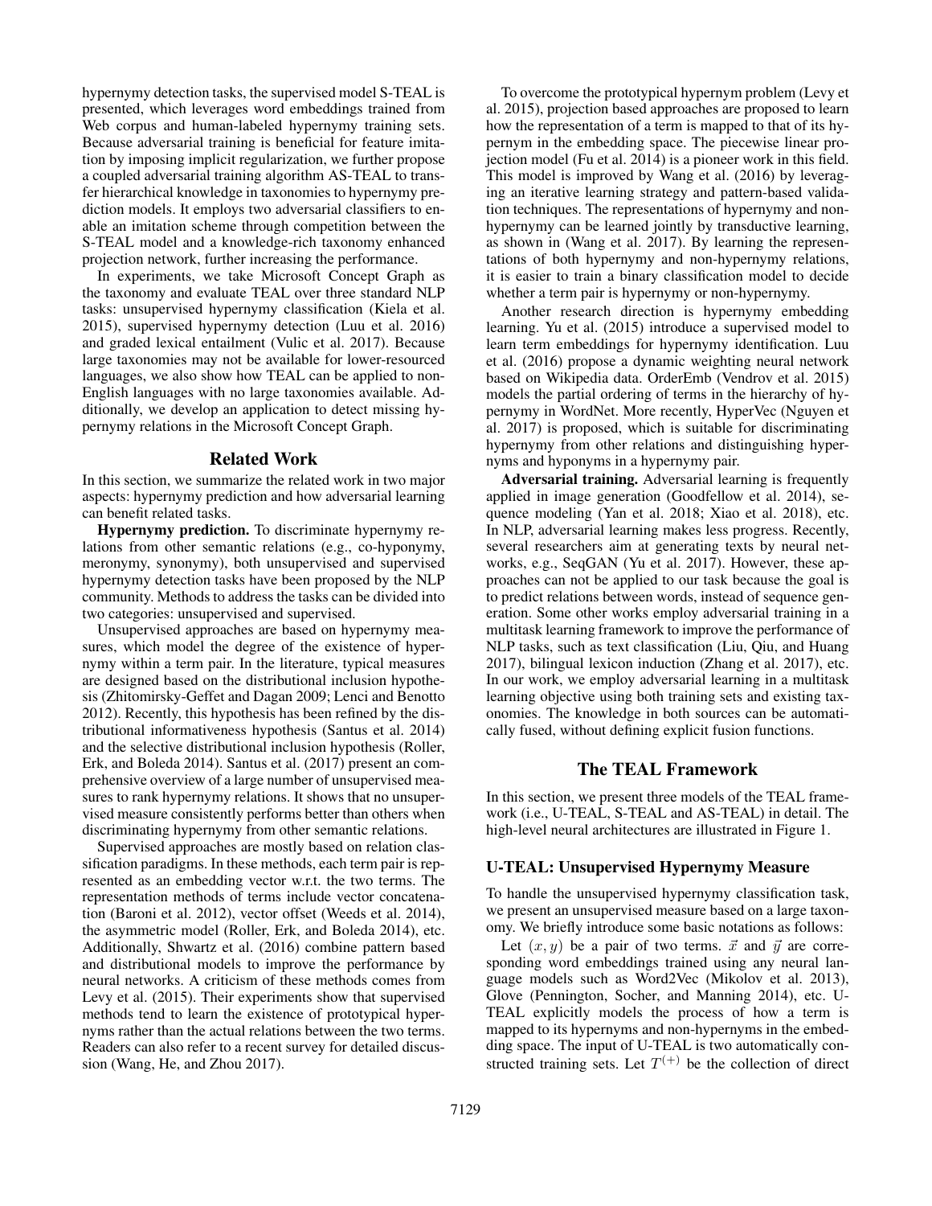hypernymy detection tasks, the supervised model S-TEAL is presented, which leverages word embeddings trained from Web corpus and human-labeled hypernymy training sets. Because adversarial training is beneficial for feature imitation by imposing implicit regularization, we further propose a coupled adversarial training algorithm AS-TEAL to transfer hierarchical knowledge in taxonomies to hypernymy prediction models. It employs two adversarial classifiers to enable an imitation scheme through competition between the S-TEAL model and a knowledge-rich taxonomy enhanced projection network, further increasing the performance.

In experiments, we take Microsoft Concept Graph as the taxonomy and evaluate TEAL over three standard NLP tasks: unsupervised hypernymy classification (Kiela et al. 2015), supervised hypernymy detection (Luu et al. 2016) and graded lexical entailment (Vulic et al. 2017). Because large taxonomies may not be available for lower-resourced languages, we also show how TEAL can be applied to non-English languages with no large taxonomies available. Additionally, we develop an application to detect missing hypernymy relations in the Microsoft Concept Graph.

## Related Work

In this section, we summarize the related work in two major aspects: hypernymy prediction and how adversarial learning can benefit related tasks.

**Hypernymy prediction.** To discriminate hypernymy relations from other semantic relations (e.g., co-hyponymy, meronymy, synonymy), both unsupervised and supervised hypernymy detection tasks have been proposed by the NLP community. Methods to address the tasks can be divided into two categories: unsupervised and supervised.

Unsupervised approaches are based on hypernymy measures, which model the degree of the existence of hypernymy within a term pair. In the literature, typical measures are designed based on the distributional inclusion hypothesis (Zhitomirsky-Geffet and Dagan 2009; Lenci and Benotto 2012). Recently, this hypothesis has been refined by the distributional informativeness hypothesis (Santus et al. 2014) and the selective distributional inclusion hypothesis (Roller, Erk, and Boleda 2014). Santus et al. (2017) present an comprehensive overview of a large number of unsupervised measures to rank hypernymy relations. It shows that no unsupervised measure consistently performs better than others when discriminating hypernymy from other semantic relations.

Supervised approaches are mostly based on relation classification paradigms. In these methods, each term pair is represented as an embedding vector w.r.t. the two terms. The representation methods of terms include vector concatenation (Baroni et al. 2012), vector offset (Weeds et al. 2014), the asymmetric model (Roller, Erk, and Boleda 2014), etc. Additionally, Shwartz et al. (2016) combine pattern based and distributional models to improve the performance by neural networks. A criticism of these methods comes from Levy et al. (2015). Their experiments show that supervised methods tend to learn the existence of prototypical hypernyms rather than the actual relations between the two terms. Readers can also refer to a recent survey for detailed discussion (Wang, He, and Zhou 2017).

To overcome the prototypical hypernym problem (Levy et al. 2015), projection based approaches are proposed to learn how the representation of a term is mapped to that of its hypernym in the embedding space. The piecewise linear projection model (Fu et al. 2014) is a pioneer work in this field. This model is improved by Wang et al. (2016) by leveraging an iterative learning strategy and pattern-based validation techniques. The representations of hypernymy and non-hypernymy can be learned jointly by transductive learning, as shown in (Wang et al. 2017). By learning the representations of both hypernymy and non-hypernymy relations, it is easier to train a binary classification model to decide whether a term pair is hypernymy or non-hypernymy.

Another research direction is hypernymy embedding learning. Yu et al. (2015) introduce a supervised model to learn term embeddings for hypernymy identification. Luu et al. (2016) propose a dynamic weighting neural network based on Wikipedia data. OrderEmb (Vendrov et al. 2015) models the partial ordering of terms in the hierarchy of hypernymy in WordNet. More recently, HyperVec (Nguyen et al. 2017) is proposed, which is suitable for discriminating hypernymy from other relations and distinguishing hypernyms and hyponyms in a hypernymy pair.

**Adversarial training.** Adversarial learning is frequently applied in image generation (Goodfellow et al. 2014), sequence modeling (Yan et al. 2018; Xiao et al. 2018), etc. In NLP, adversarial learning makes less progress. Recently, several researchers aim at generating texts by neural networks, e.g., SeqGAN (Yu et al. 2017). However, these approaches can not be applied to our task because the goal is to predict relations between words, instead of sequence generation. Some other works employ adversarial training in a multitask learning framework to improve the performance of NLP tasks, such as text classification (Liu, Qiu, and Huang 2017), bilingual lexicon induction (Zhang et al. 2017), etc. In our work, we employ adversarial learning in a multitask learning objective using both training sets and existing taxonomies. The knowledge in both sources can be automatically fused, without defining explicit fusion functions.

## The TEAL Framework

In this section, we present three models of the TEAL framework (i.e., U-TEAL, S-TEAL and AS-TEAL) in detail. The high-level neural architectures are illustrated in Figure 1.

### U-TEAL: Unsupervised Hypernymy Measure

To handle the unsupervised hypernymy classification task, we present an unsupervised measure based on a large taxonomy. We briefly introduce some basic notations as follows:

Let $(x, y)$ be a pair of two terms. $\vec{x}$ and $\vec{y}$ are corresponding word embeddings trained using any neural language models such as Word2Vec (Mikolov et al. 2013), Glove (Pennington, Socher, and Manning 2014), etc. U-TEAL explicitly models the process of how a term is mapped to its hypernyms and non-hypernyms in the embedding space. The input of U-TEAL is two automatically constructed training sets. Let $T^{(+)}$ be the collection of direct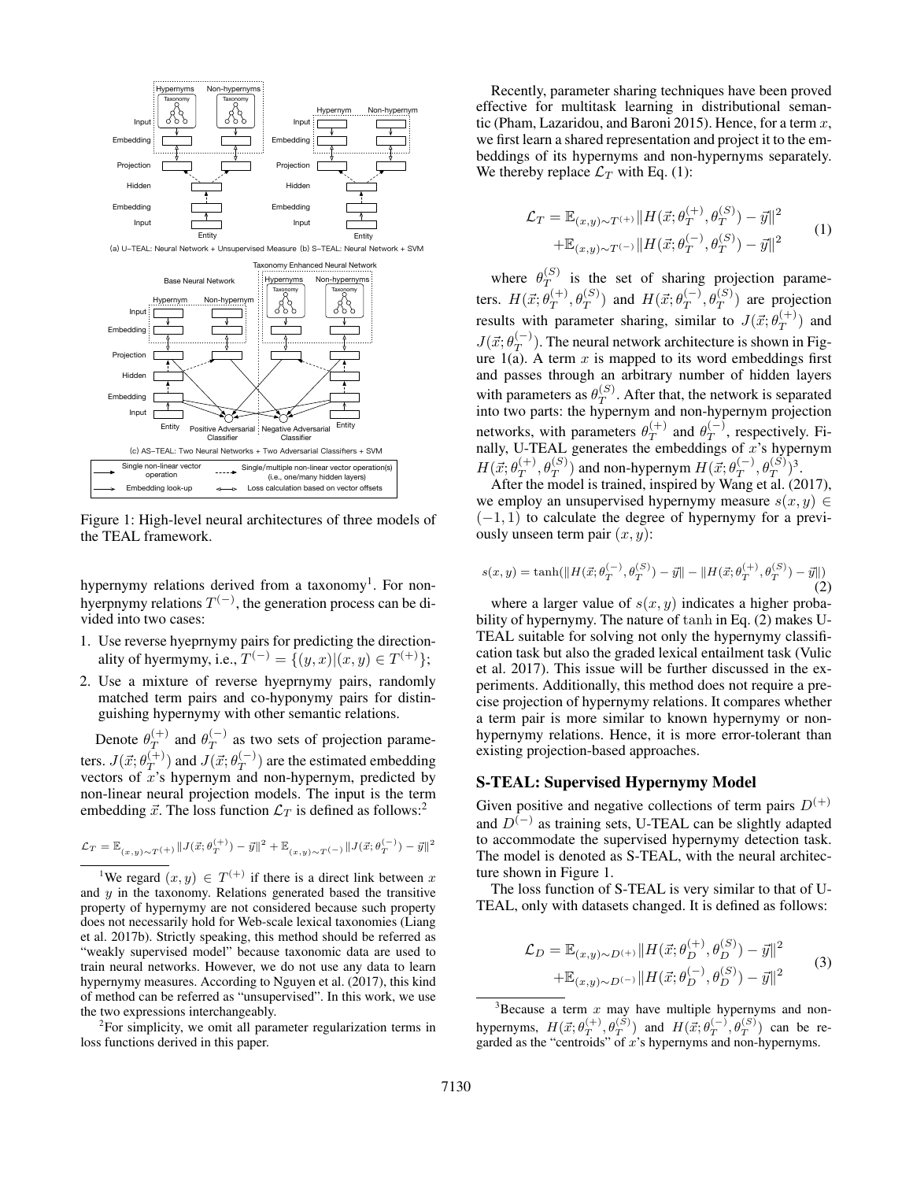Figure 1: High-level neural architectures of three models of the TEAL framework.

hypernymy relations derived from a taxonomy[1]. For non-hyerpnymy relations $T^{(-)}$, the generation process can be divided into two cases:

1. Use reverse hyeprnymy pairs for predicting the directionality of hyermymy, i.e., $T^{(-)} = \{(y,x)|(x,y) \in T^{(+)}\}$;
2. Use a mixture of reverse hyeprnymy pairs, randomly matched term pairs and co-hyponymy pairs for distinguishing hypernymy with other semantic relations.

Denote $\theta_T^{(+)}$ and $\theta_T^{(-)}$ as two sets of projection parameters. $J(\vec{x};\theta_T^{(+)})$ and $J(\vec{x};\theta_T^{(-)})$ are the estimated embedding vectors of $x$'s hypernym and non-hypernym, predicted by non-linear neural projection models. The input is the term embedding $\vec{x}$. The loss function $\mathcal{L}_T$ is defined as follows:[2]

$$\mathcal{L}_T = \mathbb{E}_{(x,y)\sim T^{(+)}}\|J(\vec{x};\theta_T^{(+)}) - \vec{y}\|^2 + \mathbb{E}_{(x,y)\sim T^{(-)}}\|J(\vec{x};\theta_T^{(-)}) - \vec{y}\|^2$$

[1]We regard $(x,y) \in T^{(+)}$ if there is a direct link between $x$ and $y$ in the taxonomy. Relations generated based the transitive property of hypernymy are not considered because such property does not necessarily hold for Web-scale lexical taxonomies (Liang et al. 2017b). Strictly speaking, this method should be referred as "weakly supervised model" because taxonomic data are used to train neural networks. However, we do not use any data to learn hypernymy measures. According to Nguyen et al. (2017), this kind of method can be referred as "unsupervised". In this work, we use the two expressions interchangeably.

[2]For simplicity, we omit all parameter regularization terms in loss functions derived in this paper.

Recently, parameter sharing techniques have been proved effective for multitask learning in distributional semantic (Pham, Lazaridou, and Baroni 2015). Hence, for a term $x$, we first learn a shared representation and project it to the embeddings of its hypernyms and non-hypernyms separately. We thereby replace $\mathcal{L}_T$ with Eq. (1):

$$\begin{aligned}\mathcal{L}_T = &\mathbb{E}_{(x,y)\sim T^{(+)}}\|H(\vec{x};\theta_T^{(+)},\theta_T^{(S)}) - \vec{y}\|^2\\ &+\mathbb{E}_{(x,y)\sim T^{(-)}}\|H(\vec{x};\theta_T^{(-)},\theta_T^{(S)}) - \vec{y}\|^2\end{aligned} \quad (1)$$

where $\theta_T^{(S)}$ is the set of sharing projection parameters. $H(\vec{x};\theta_T^{(+)},\theta_T^{(S)})$ and $H(\vec{x};\theta_T^{(-)},\theta_T^{(S)})$ are projection results with parameter sharing, similar to $J(\vec{x};\theta_T^{(+)})$ and $J(\vec{x};\theta_T^{(-)})$. The neural network architecture is shown in Figure 1(a). A term $x$ is mapped to its word embeddings first and passes through an arbitrary number of hidden layers with parameters as $\theta_T^{(S)}$. After that, the network is separated into two parts: the hypernym and non-hypernym projection networks, with parameters $\theta_T^{(+)}$ and $\theta_T^{(-)}$, respectively. Finally, U-TEAL generates the embeddings of $x$'s hypernym $H(\vec{x};\theta_T^{(+)},\theta_T^{(S)})$ and non-hypernym $H(\vec{x};\theta_T^{(-)},\theta_T^{(S)})$[3].

After the model is trained, inspired by Wang et al. (2017), we employ an unsupervised hypernymy measure $s(x,y) \in (-1,1)$ to calculate the degree of hypernymy for a previously unseen term pair $(x,y)$:

$$s(x,y) = \tanh(\|H(\vec{x};\theta_T^{(-)},\theta_T^{(S)}) - \vec{y}\| - \|H(\vec{x};\theta_T^{(+)},\theta_T^{(S)}) - \vec{y}\|) \quad (2)$$

where a larger value of $s(x,y)$ indicates a higher probability of hypernymy. The nature of $\tanh$ in Eq. (2) makes U-TEAL suitable for solving not only the hypernymy classification task but also the graded lexical entailment task (Vulic et al. 2017). This issue will be further discussed in the experiments. Additionally, this method does not require a precise projection of hypernymy relations. It compares whether a term pair is more similar to known hypernymy or non-hypernymy relations. Hence, it is more error-tolerant than existing projection-based approaches.

## S-TEAL: Supervised Hypernymy Model

Given positive and negative collections of term pairs $D^{(+)}$ and $D^{(-)}$ as training sets, U-TEAL can be slightly adapted to accommodate the supervised hypernymy detection task. The model is denoted as S-TEAL, with the neural architecture shown in Figure 1.

The loss function of S-TEAL is very similar to that of U-TEAL, only with datasets changed. It is defined as follows:

$$\begin{aligned}\mathcal{L}_D = &\mathbb{E}_{(x,y)\sim D^{(+)}}\|H(\vec{x};\theta_D^{(+)},\theta_D^{(S)}) - \vec{y}\|^2\\ &+\mathbb{E}_{(x,y)\sim D^{(-)}}\|H(\vec{x};\theta_D^{(-)},\theta_D^{(S)}) - \vec{y}\|^2\end{aligned} \quad (3)$$

[3]Because a term $x$ may have multiple hypernyms and non-hypernyms, $H(\vec{x};\theta_T^{(+)},\theta_T^{(S)})$ and $H(\vec{x};\theta_T^{(-)},\theta_T^{(S)})$ can be regarded as the "centroids" of $x$'s hypernyms and non-hypernyms.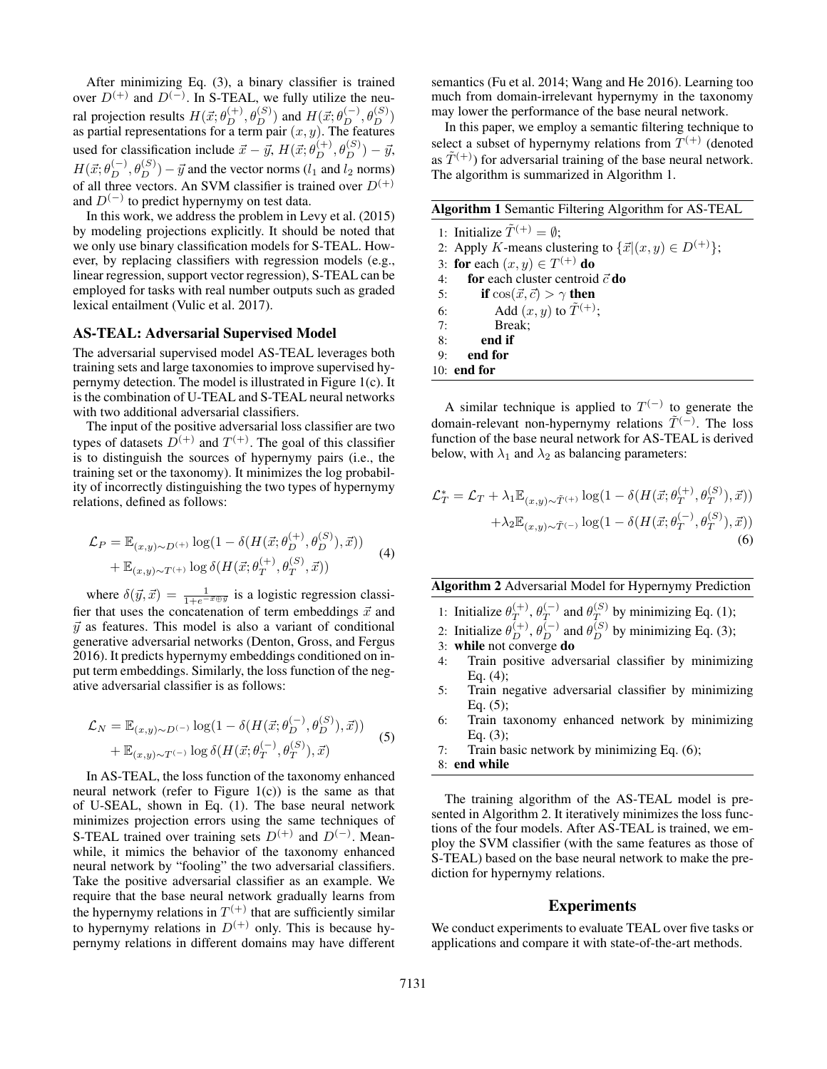After minimizing Eq. (3), a binary classifier is trained over $D^{(+)}$ and $D^{(-)}$. In S-TEAL, we fully utilize the neural projection results $H(\vec{x}; \theta_D^{(+)}, \theta_D^{(S)})$ and $H(\vec{x}; \theta_D^{(-)}, \theta_D^{(S)})$ as partial representations for a term pair $(x, y)$. The features used for classification include $\vec{x} - \vec{y}$, $H(\vec{x}; \theta_D^{(+)}, \theta_D^{(S)}) - \vec{y}$, $H(\vec{x}; \theta_D^{(-)}, \theta_D^{(S)}) - \vec{y}$ and the vector norms ($l_1$ and $l_2$ norms) of all three vectors. An SVM classifier is trained over $D^{(+)}$ and $D^{(-)}$ to predict hypernymy on test data.

In this work, we address the problem in Levy et al. (2015) by modeling projections explicitly. It should be noted that we only use binary classification models for S-TEAL. However, by replacing classifiers with regression models (e.g., linear regression, support vector regression), S-TEAL can be employed for tasks with real number outputs such as graded lexical entailment (Vulic et al. 2017).

### AS-TEAL: Adversarial Supervised Model

The adversarial supervised model AS-TEAL leverages both training sets and large taxonomies to improve supervised hypernymy detection. The model is illustrated in Figure 1(c). It is the combination of U-TEAL and S-TEAL neural networks with two additional adversarial classifiers.

The input of the positive adversarial loss classifier are two types of datasets $D^{(+)}$ and $T^{(+)}$. The goal of this classifier is to distinguish the sources of hypernymy pairs (i.e., the training set or the taxonomy). It minimizes the log probability of incorrectly distinguishing the two types of hypernymy relations, defined as follows:

$$\mathcal{L}_P = \mathbb{E}_{(x,y)\sim D^{(+)}} \log(1 - \delta(H(\vec{x}; \theta_D^{(+)}, \theta_D^{(S)}), \vec{x})) + \mathbb{E}_{(x,y)\sim T^{(+)}} \log \delta(H(\vec{x}; \theta_T^{(+)}, \theta_T^{(S)}, \vec{x})) \quad (4)$$

where $\delta(\vec{y}, \vec{x}) = \frac{1}{1+e^{-\vec{x} \oplus \vec{y}}}$ is a logistic regression classifier that uses the concatenation of term embeddings $\vec{x}$ and $\vec{y}$ as features. This model is also a variant of conditional generative adversarial networks (Denton, Gross, and Fergus 2016). It predicts hypernymy embeddings conditioned on input term embeddings. Similarly, the loss function of the negative adversarial classifier is as follows:

$$\mathcal{L}_N = \mathbb{E}_{(x,y)\sim D^{(-)}} \log(1 - \delta(H(\vec{x}; \theta_D^{(-)}, \theta_D^{(S)}), \vec{x})) + \mathbb{E}_{(x,y)\sim T^{(-)}} \log \delta(H(\vec{x}; \theta_T^{(-)}, \theta_T^{(S)}), \vec{x}) \quad (5)$$

In AS-TEAL, the loss function of the taxonomy enhanced neural network (refer to Figure 1(c)) is the same as that of U-SEAL, shown in Eq. (1). The base neural network minimizes projection errors using the same techniques of S-TEAL trained over training sets $D^{(+)}$ and $D^{(-)}$. Meanwhile, it mimics the behavior of the taxonomy enhanced neural network by "fooling" the two adversarial classifiers. Take the positive adversarial classifier as an example. We require that the base neural network gradually learns from the hypernymy relations in $T^{(+)}$ that are sufficiently similar to hypernymy relations in $D^{(+)}$ only. This is because hypernymy relations in different domains may have different semantics (Fu et al. 2014; Wang and He 2016). Learning too much from domain-irrelevant hypernymy in the taxonomy may lower the performance of the base neural network.

In this paper, we employ a semantic filtering technique to select a subset of hypernymy relations from $T^{(+)}$ (denoted as $\tilde{T}^{(+)}$) for adversarial training of the base neural network. The algorithm is summarized in Algorithm 1.

**Algorithm 1** Semantic Filtering Algorithm for AS-TEAL

```
1: Initialize T̃^(+) = ∅;
2: Apply K-means clustering to {x⃗|(x, y) ∈ D^(+)};
3: for each (x, y) ∈ T^(+) do
4:     for each cluster centroid c⃗ do
5:         if cos(x⃗, c⃗) > γ then
6:             Add (x, y) to T̃^(+);
7:             Break;
8:         end if
9:     end for
10: end for
```

A similar technique is applied to $T^{(-)}$ to generate the domain-relevant non-hypernymy relations $\tilde{T}^{(-)}$. The loss function of the base neural network for AS-TEAL is derived below, with $\lambda_1$ and $\lambda_2$ as balancing parameters:

$$\mathcal{L}_T^* = \mathcal{L}_T + \lambda_1 \mathbb{E}_{(x,y)\sim \tilde{T}^{(+)}} \log(1 - \delta(H(\vec{x}; \theta_T^{(+)}, \theta_T^{(S)}), \vec{x})) + \lambda_2 \mathbb{E}_{(x,y)\sim \tilde{T}^{(-)}} \log(1 - \delta(H(\vec{x}; \theta_T^{(-)}, \theta_T^{(S)}), \vec{x})) \quad (6)$$

**Algorithm 2** Adversarial Model for Hypernymy Prediction

```
1: Initialize θ_T^(+), θ_T^(-) and θ_T^(S) by minimizing Eq. (1);
2: Initialize θ_D^(+), θ_D^(-) and θ_D^(S) by minimizing Eq. (3);
3: while not converge do
4:     Train positive adversarial classifier by minimizing Eq. (4);
5:     Train negative adversarial classifier by minimizing Eq. (5);
6:     Train taxonomy enhanced network by minimizing Eq. (3);
7:     Train basic network by minimizing Eq. (6);
8: end while
```

The training algorithm of the AS-TEAL model is presented in Algorithm 2. It iteratively minimizes the loss functions of the four models. After AS-TEAL is trained, we employ the SVM classifier (with the same features as those of S-TEAL) based on the base neural network to make the prediction for hypernymy relations.

## Experiments

We conduct experiments to evaluate TEAL over five tasks or applications and compare it with state-of-the-art methods.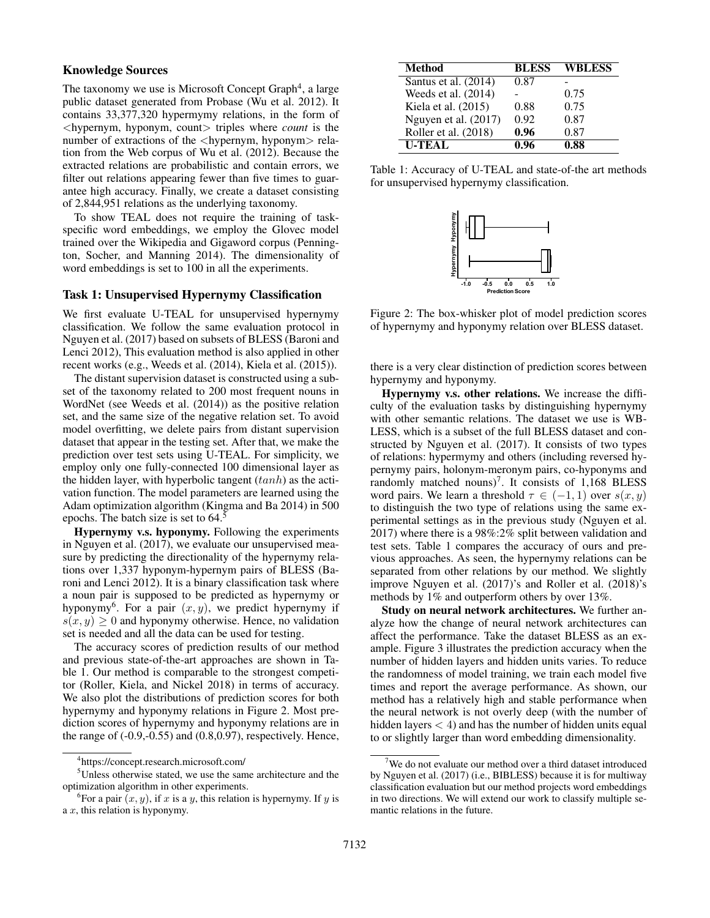### Knowledge Sources

The taxonomy we use is Microsoft Concept Graph[4], a large public dataset generated from Probase (Wu et al. 2012). It contains 33,377,320 hypermymy relations, in the form of <hypernym, hyponym, count> triples where *count* is the number of extractions of the <hypernym, hyponym> relation from the Web corpus of Wu et al. (2012). Because the extracted relations are probabilistic and contain errors, we filter out relations appearing fewer than five times to guarantee high accuracy. Finally, we create a dataset consisting of 2,844,951 relations as the underlying taxonomy.

To show TEAL does not require the training of task-specific word embeddings, we employ the Glovec model trained over the Wikipedia and Gigaword corpus (Pennington, Socher, and Manning 2014). The dimensionality of word embeddings is set to 100 in all the experiments.

### Task 1: Unsupervised Hypernymy Classification

We first evaluate U-TEAL for unsupervised hypernymy classification. We follow the same evaluation protocol in Nguyen et al. (2017) based on subsets of BLESS (Baroni and Lenci 2012), This evaluation method is also applied in other recent works (e.g., Weeds et al. (2014), Kiela et al. (2015)).

The distant supervision dataset is constructed using a subset of the taxonomy related to 200 most frequent nouns in WordNet (see Weeds et al. (2014)) as the positive relation set, and the same size of the negative relation set. To avoid model overfitting, we delete pairs from distant supervision dataset that appear in the testing set. After that, we make the prediction over test sets using U-TEAL. For simplicity, we employ only one fully-connected 100 dimensional layer as the hidden layer, with hyperbolic tangent ($tanh$) as the activation function. The model parameters are learned using the Adam optimization algorithm (Kingma and Ba 2014) in 500 epochs. The batch size is set to 64.[5]

**Hypernymy v.s. hyponymy.** Following the experiments in Nguyen et al. (2017), we evaluate our unsupervised measure by predicting the directionality of the hypernymy relations over 1,337 hyponym-hypernym pairs of BLESS (Baroni and Lenci 2012). It is a binary classification task where a noun pair is supposed to be predicted as hypernymy or hyponymy[6]. For a pair $(x, y)$, we predict hypernymy if $s(x, y) \geq 0$ and hyponymy otherwise. Hence, no validation set is needed and all the data can be used for testing.

The accuracy scores of prediction results of our method and previous state-of-the-art approaches are shown in Table 1. Our method is comparable to the strongest competitor (Roller, Kiela, and Nickel 2018) in terms of accuracy. We also plot the distributions of prediction scores for both hypernymy and hyponymy relations in Figure 2. Most prediction scores of hypernymy and hyponymy relations are in the range of (-0.9,-0.55) and (0.8,0.97), respectively. Hence, there is a very clear distinction of prediction scores between hypernymy and hyponymy.

| Method | BLESS | WBLESS |
|---|---|---|
| Santus et al. (2014) | 0.87 | - |
| Weeds et al. (2014) | - | 0.75 |
| Kiela et al. (2015) | 0.88 | 0.75 |
| Nguyen et al. (2017) | 0.92 | 0.87 |
| Roller et al. (2018) | **0.96** | 0.87 |
| **U-TEAL** | **0.96** | **0.88** |

Table 1: Accuracy of U-TEAL and state-of-the art methods for unsupervised hypernymy classification.

Figure 2: The box-whisker plot of model prediction scores of hypernymy and hyponymy relation over BLESS dataset.

**Hypernymy v.s. other relations.** We increase the difficulty of the evaluation tasks by distinguishing hypernymy with other semantic relations. The dataset we use is WBLESS, which is a subset of the full BLESS dataset and constructed by Nguyen et al. (2017). It consists of two types of relations: hypermymy and others (including reversed hypernymy pairs, holonym-meronym pairs, co-hyponyms and randomly matched nouns)[7]. It consists of 1,168 BLESS word pairs. We learn a threshold $\tau \in (-1, 1)$ over $s(x, y)$ to distinguish the two type of relations using the same experimental settings as in the previous study (Nguyen et al. 2017) where there is a 98%:2% split between validation and test sets. Table 1 compares the accuracy of ours and previous approaches. As seen, the hypernymy relations can be separated from other relations by our method. We slightly improve Nguyen et al. (2017)'s and Roller et al. (2018)'s methods by 1% and outperform others by over 13%.

**Study on neural network architectures.** We further analyze how the change of neural network architectures can affect the performance. Take the dataset BLESS as an example. Figure 3 illustrates the prediction accuracy when the number of hidden layers and hidden units varies. To reduce the randomness of model training, we train each model five times and report the average performance. As shown, our method has a relatively high and stable performance when the neural network is not overly deep (with the number of hidden layers $< 4$) and has the number of hidden units equal to or slightly larger than word embedding dimensionality.

---

[4] https://concept.research.microsoft.com/

[5] Unless otherwise stated, we use the same architecture and the optimization algorithm in other experiments.

[6] For a pair $(x, y)$, if $x$ is a $y$, this relation is hypernymy. If $y$ is a $x$, this relation is hyponymy.

[7] We do not evaluate our method over a third dataset introduced by Nguyen et al. (2017) (i.e., BIBLESS) because it is for multiway classification evaluation but our method projects word embeddings in two directions. We will extend our work to classify multiple semantic relations in the future.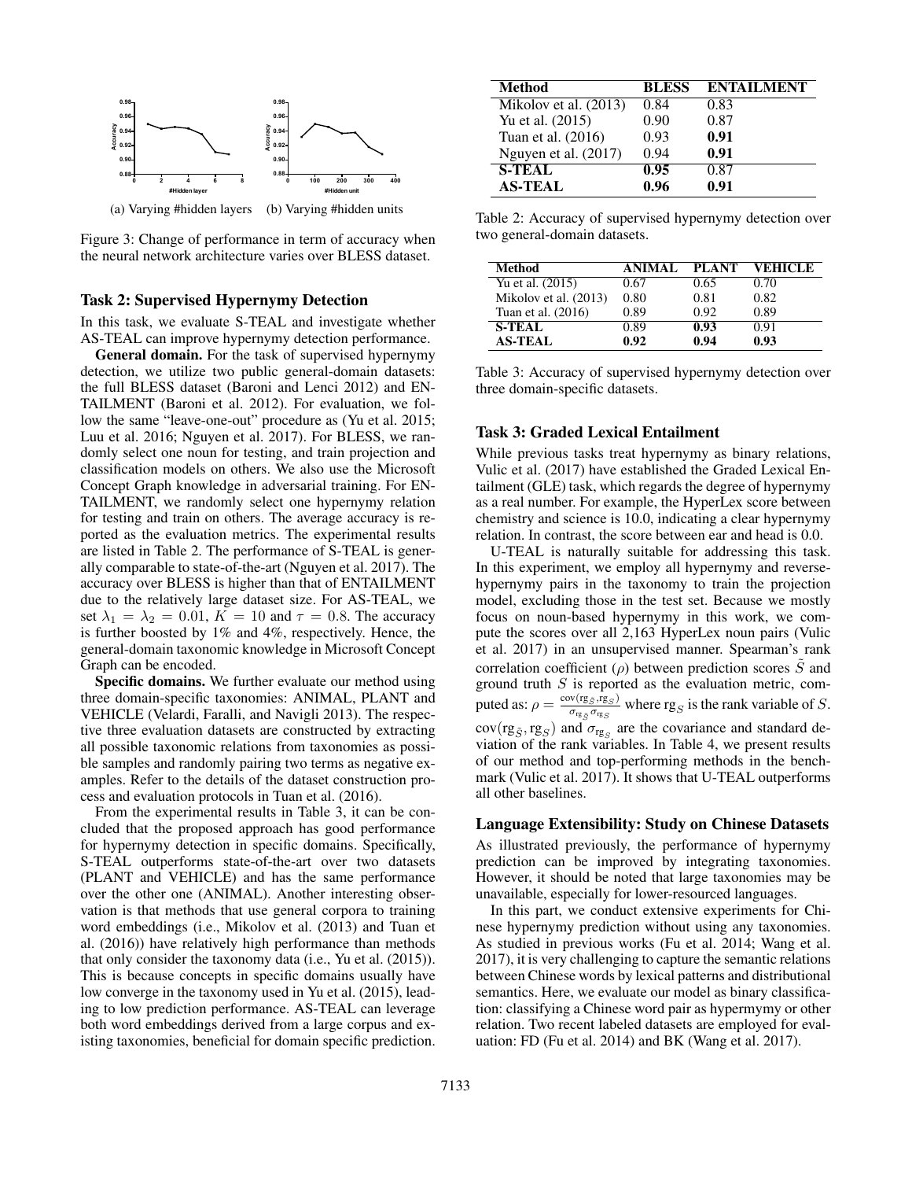(a) Varying #hidden layers (b) Varying #hidden units

Figure 3: Change of performance in term of accuracy when the neural network architecture varies over BLESS dataset.

### Task 2: Supervised Hypernymy Detection

In this task, we evaluate S-TEAL and investigate whether AS-TEAL can improve hypernymy detection performance.

**General domain.** For the task of supervised hypernymy detection, we utilize two public general-domain datasets: the full BLESS dataset (Baroni and Lenci 2012) and ENTAILMENT (Baroni et al. 2012). For evaluation, we follow the same "leave-one-out" procedure as (Yu et al. 2015; Luu et al. 2016; Nguyen et al. 2017). For BLESS, we randomly select one noun for testing, and train projection and classification models on others. We also use the Microsoft Concept Graph knowledge in adversarial training. For ENTAILMENT, we randomly select one hypernymy relation for testing and train on others. The average accuracy is reported as the evaluation metrics. The experimental results are listed in Table 2. The performance of S-TEAL is generally comparable to state-of-the-art (Nguyen et al. 2017). The accuracy over BLESS is higher than that of ENTAILMENT due to the relatively large dataset size. For AS-TEAL, we set $\lambda_1 = \lambda_2 = 0.01$, $K = 10$ and $\tau = 0.8$. The accuracy is further boosted by 1% and 4%, respectively. Hence, the general-domain taxonomic knowledge in Microsoft Concept Graph can be encoded.

**Specific domains.** We further evaluate our method using three domain-specific taxonomies: ANIMAL, PLANT and VEHICLE (Velardi, Faralli, and Navigli 2013). The respective three evaluation datasets are constructed by extracting all possible taxonomic relations from taxonomies as possible samples and randomly pairing two terms as negative examples. Refer to the details of the dataset construction process and evaluation protocols in Tuan et al. (2016).

From the experimental results in Table 3, it can be concluded that the proposed approach has good performance for hypernymy detection in specific domains. Specifically, S-TEAL outperforms state-of-the-art over two datasets (PLANT and VEHICLE) and has the same performance over the other one (ANIMAL). Another interesting observation is that methods that use general corpora to training word embeddings (i.e., Mikolov et al. (2013) and Tuan et al. (2016)) have relatively high performance than methods that only consider the taxonomy data (i.e., Yu et al. (2015)). This is because concepts in specific domains usually have low converge in the taxonomy used in Yu et al. (2015), leading to low prediction performance. AS-TEAL can leverage both word embeddings derived from a large corpus and existing taxonomies, beneficial for domain specific prediction.

| Method | BLESS | ENTAILMENT |
|---|---|---|
| Mikolov et al. (2013) | 0.84 | 0.83 |
| Yu et al. (2015) | 0.90 | 0.87 |
| Tuan et al. (2016) | 0.93 | **0.91** |
| Nguyen et al. (2017) | 0.94 | **0.91** |
| **S-TEAL** | **0.95** | 0.87 |
| **AS-TEAL** | **0.96** | **0.91** |

Table 2: Accuracy of supervised hypernymy detection over two general-domain datasets.

| Method | ANIMAL | PLANT | VEHICLE |
|---|---|---|---|
| Yu et al. (2015) | 0.67 | 0.65 | 0.70 |
| Mikolov et al. (2013) | 0.80 | 0.81 | 0.82 |
| Tuan et al. (2016) | 0.89 | 0.92 | 0.89 |
| **S-TEAL** | 0.89 | **0.93** | 0.91 |
| **AS-TEAL** | **0.92** | **0.94** | **0.93** |

Table 3: Accuracy of supervised hypernymy detection over three domain-specific datasets.

### Task 3: Graded Lexical Entailment

While previous tasks treat hypernymy as binary relations, Vulic et al. (2017) have established the Graded Lexical Entailment (GLE) task, which regards the degree of hypernymy as a real number. For example, the HyperLex score between chemistry and science is 10.0, indicating a clear hypernymy relation. In contrast, the score between ear and head is 0.0.

U-TEAL is naturally suitable for addressing this task. In this experiment, we employ all hypernymy and reverse-hypernymy pairs in the taxonomy to train the projection model, excluding those in the test set. Because we mostly focus on noun-based hypernymy in this work, we compute the scores over all 2,163 HyperLex noun pairs (Vulic et al. 2017) in an unsupervised manner. Spearman's rank correlation coefficient ($\rho$) between prediction scores $\tilde{S}$ and ground truth $S$ is reported as the evaluation metric, computed as: $\rho = \frac{\text{cov}(\text{rg}_{\tilde{S}}, \text{rg}_S)}{\sigma_{\text{rg}_{\tilde{S}}} \sigma_{\text{rg}_S}}$ where $\text{rg}_S$ is the rank variable of $S$. $\text{cov}(\text{rg}_{\tilde{S}}, \text{rg}_S)$ and $\sigma_{\text{rg}_S}$ are the covariance and standard deviation of the rank variables. In Table 4, we present results of our method and top-performing methods in the benchmark (Vulic et al. 2017). It shows that U-TEAL outperforms all other baselines.

### Language Extensibility: Study on Chinese Datasets

As illustrated previously, the performance of hypernymy prediction can be improved by integrating taxonomies. However, it should be noted that large taxonomies may be unavailable, especially for lower-resourced languages.

In this part, we conduct extensive experiments for Chinese hypernymy prediction without using any taxonomies. As studied in previous works (Fu et al. 2014; Wang et al. 2017), it is very challenging to capture the semantic relations between Chinese words by lexical patterns and distributional semantics. Here, we evaluate our model as binary classification: classifying a Chinese word pair as hypermymy or other relation. Two recent labeled datasets are employed for evaluation: FD (Fu et al. 2014) and BK (Wang et al. 2017).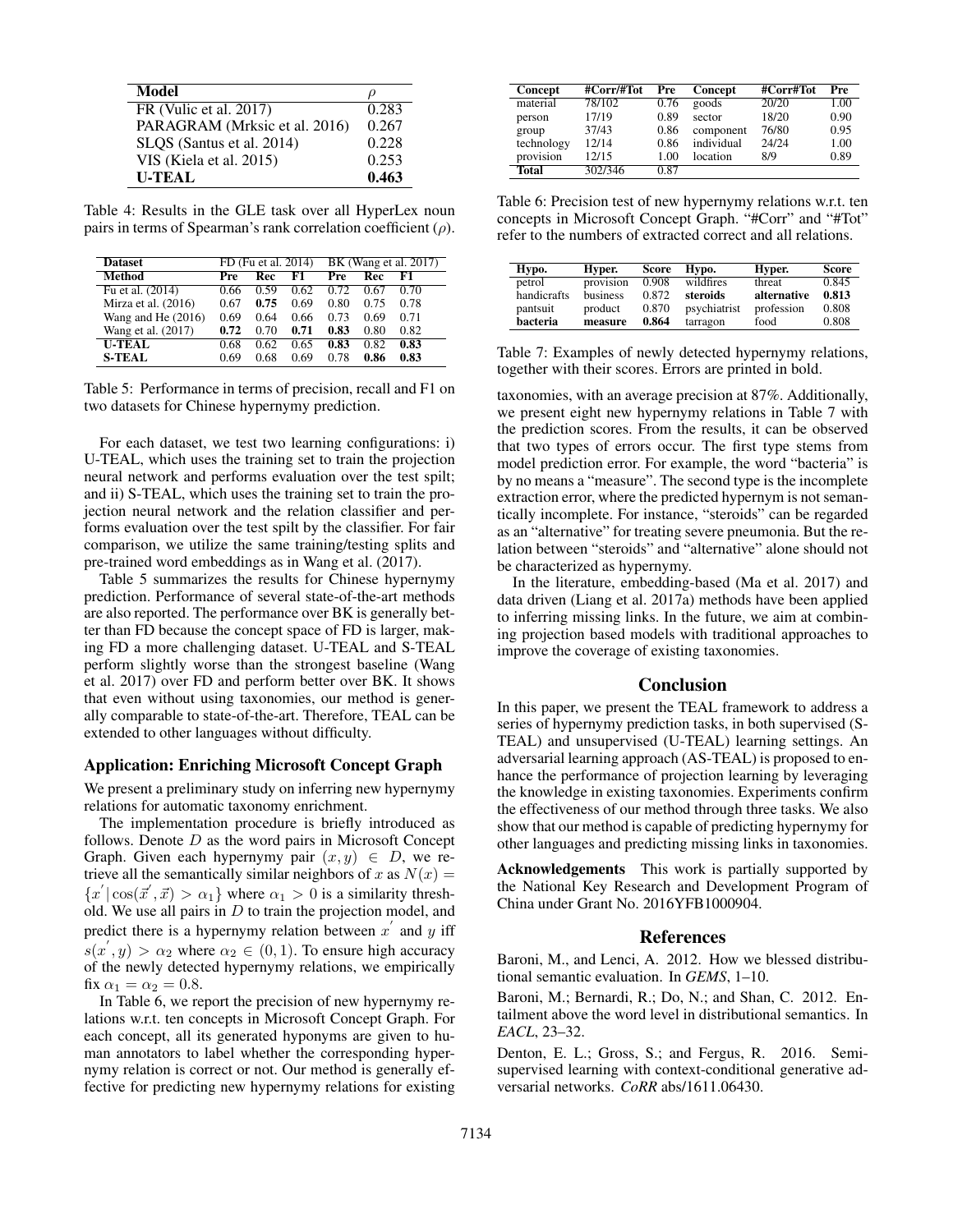| Model | $\rho$ |
|---|---|
| FR (Vulic et al. 2017) | 0.283 |
| PARAGRAM (Mrksic et al. 2016) | 0.267 |
| SLQS (Santus et al. 2014) | 0.228 |
| VIS (Kiela et al. 2015) | 0.253 |
| **U-TEAL** | **0.463** |

Table 4: Results in the GLE task over all HyperLex noun pairs in terms of Spearman's rank correlation coefficient ($\rho$).

| Dataset | FD (Fu et al. 2014) | | | BK (Wang et al. 2017) | | |
|---|---|---|---|---|---|---|
| Method | Pre | Rec | F1 | Pre | Rec | F1 |
| Fu et al. (2014) | 0.66 | 0.59 | 0.62 | 0.72 | 0.67 | 0.70 |
| Mirza et al. (2016) | 0.67 | **0.75** | 0.69 | 0.80 | 0.75 | 0.78 |
| Wang and He (2016) | 0.69 | 0.64 | 0.66 | 0.73 | 0.69 | 0.71 |
| Wang et al. (2017) | **0.72** | 0.70 | **0.71** | **0.83** | 0.80 | 0.82 |
| **U-TEAL** | 0.68 | 0.62 | 0.65 | **0.83** | 0.82 | **0.83** |
| **S-TEAL** | 0.69 | 0.68 | 0.69 | 0.78 | **0.86** | **0.83** |

Table 5: Performance in terms of precision, recall and F1 on two datasets for Chinese hypernymy prediction.

For each dataset, we test two learning configurations: i) U-TEAL, which uses the training set to train the projection neural network and performs evaluation over the test spilt; and ii) S-TEAL, which uses the training set to train the projection neural network and the relation classifier and performs evaluation over the test spilt by the classifier. For fair comparison, we utilize the same training/testing splits and pre-trained word embeddings as in Wang et al. (2017).

Table 5 summarizes the results for Chinese hypernymy prediction. Performance of several state-of-the-art methods are also reported. The performance over BK is generally better than FD because the concept space of FD is larger, making FD a more challenging dataset. U-TEAL and S-TEAL perform slightly worse than the strongest baseline (Wang et al. 2017) over FD and perform better over BK. It shows that even without using taxonomies, our method is generally comparable to state-of-the-art. Therefore, TEAL can be extended to other languages without difficulty.

### Application: Enriching Microsoft Concept Graph

We present a preliminary study on inferring new hypernymy relations for automatic taxonomy enrichment.

The implementation procedure is briefly introduced as follows. Denote $D$ as the word pairs in Microsoft Concept Graph. Given each hypernymy pair $(x, y) \in D$, we retrieve all the semantically similar neighbors of $x$ as $N(x) = \{x^{'} \,|\, \cos(\vec{x}^{'}, \vec{x}) > \alpha_1\}$ where $\alpha_1 > 0$ is a similarity threshold. We use all pairs in $D$ to train the projection model, and predict there is a hypernymy relation between $x^{'}$ and $y$ iff $s(x^{'}, y) > \alpha_2$ where $\alpha_2 \in (0, 1)$. To ensure high accuracy of the newly detected hypernymy relations, we empirically fix $\alpha_1 = \alpha_2 = 0.8$.

In Table 6, we report the precision of new hypernymy relations w.r.t. ten concepts in Microsoft Concept Graph. For each concept, all its generated hyponyms are given to human annotators to label whether the corresponding hypernymy relation is correct or not. Our method is generally effective for predicting new hypernymy relations for existing taxonomies, with an average precision at 87%. Additionally, we present eight new hypernymy relations in Table 7 with the prediction scores. From the results, it can be observed that two types of errors occur. The first type stems from model prediction error. For example, the word "bacteria" is by no means a "measure". The second type is the incomplete extraction error, where the predicted hypernym is not semantically incomplete. For instance, "steroids" can be regarded as an "alternative" for treating severe pneumonia. But the relation between "steroids" and "alternative" alone should not be characterized as hypernymy.

| Concept | #Corr/#Tot | Pre | Concept | #Corr#Tot | Pre |
|---|---|---|---|---|---|
| material | 78/102 | 0.76 | goods | 20/20 | 1.00 |
| person | 17/19 | 0.89 | sector | 18/20 | 0.90 |
| group | 37/43 | 0.86 | component | 76/80 | 0.95 |
| technology | 12/14 | 0.86 | individual | 24/24 | 1.00 |
| provision | 12/15 | 1.00 | location | 8/9 | 0.89 |
| **Total** | 302/346 | 0.87 | | | |

Table 6: Precision test of new hypernymy relations w.r.t. ten concepts in Microsoft Concept Graph. "#Corr" and "#Tot" refer to the numbers of extracted correct and all relations.

| Hypo. | Hyper. | Score | Hypo. | Hyper. | Score |
|---|---|---|---|---|---|
| petrol | provision | 0.908 | wildfires | threat | 0.845 |
| handicrafts | business | 0.872 | **steroids** | **alternative** | **0.813** |
| pantsuit | product | 0.870 | psychiatrist | profession | 0.808 |
| **bacteria** | **measure** | **0.864** | tarragon | food | 0.808 |

Table 7: Examples of newly detected hypernymy relations, together with their scores. Errors are printed in bold.

In the literature, embedding-based (Ma et al. 2017) and data driven (Liang et al. 2017a) methods have been applied to inferring missing links. In the future, we aim at combining projection based models with traditional approaches to improve the coverage of existing taxonomies.

## Conclusion

In this paper, we present the TEAL framework to address a series of hypernymy prediction tasks, in both supervised (S-TEAL) and unsupervised (U-TEAL) learning settings. An adversarial learning approach (AS-TEAL) is proposed to enhance the performance of projection learning by leveraging the knowledge in existing taxonomies. Experiments confirm the effectiveness of our method through three tasks. We also show that our method is capable of predicting hypernymy for other languages and predicting missing links in taxonomies.

**Acknowledgements** This work is partially supported by the National Key Research and Development Program of China under Grant No. 2016YFB1000904.

## References

Baroni, M., and Lenci, A. 2012. How we blessed distributional semantic evaluation. In *GEMS*, 1–10.

Baroni, M.; Bernardi, R.; Do, N.; and Shan, C. 2012. Entailment above the word level in distributional semantics. In *EACL*, 23–32.

Denton, E. L.; Gross, S.; and Fergus, R. 2016. Semi-supervised learning with context-conditional generative adversarial networks. *CoRR* abs/1611.06430.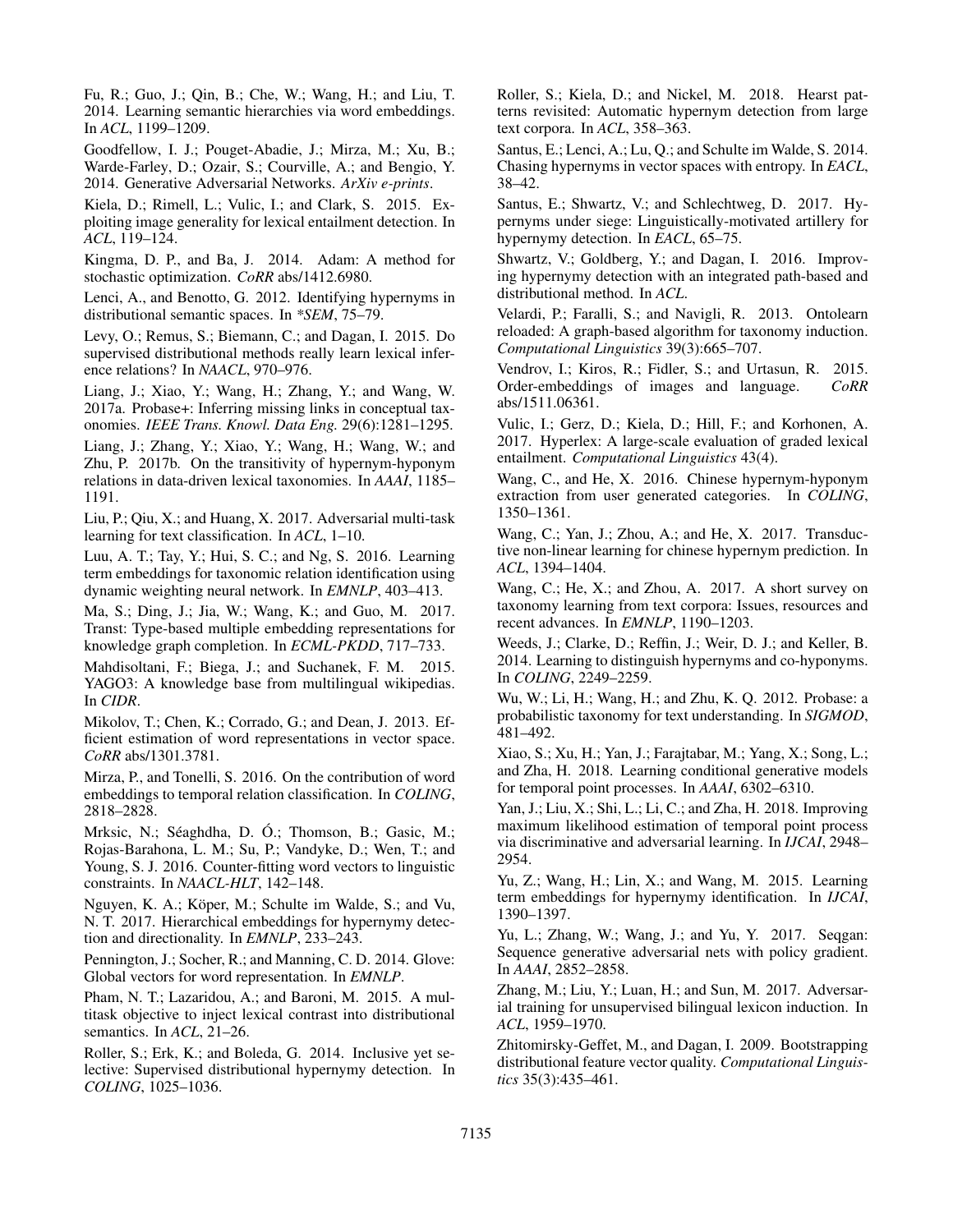Fu, R.; Guo, J.; Qin, B.; Che, W.; Wang, H.; and Liu, T. 2014. Learning semantic hierarchies via word embeddings. In *ACL*, 1199–1209.

Goodfellow, I. J.; Pouget-Abadie, J.; Mirza, M.; Xu, B.; Warde-Farley, D.; Ozair, S.; Courville, A.; and Bengio, Y. 2014. Generative Adversarial Networks. *ArXiv e-prints*.

Kiela, D.; Rimell, L.; Vulic, I.; and Clark, S. 2015. Exploiting image generality for lexical entailment detection. In *ACL*, 119–124.

Kingma, D. P., and Ba, J. 2014. Adam: A method for stochastic optimization. *CoRR* abs/1412.6980.

Lenci, A., and Benotto, G. 2012. Identifying hypernyms in distributional semantic spaces. In *\*SEM*, 75–79.

Levy, O.; Remus, S.; Biemann, C.; and Dagan, I. 2015. Do supervised distributional methods really learn lexical inference relations? In *NAACL*, 970–976.

Liang, J.; Xiao, Y.; Wang, H.; Zhang, Y.; and Wang, W. 2017a. Probase+: Inferring missing links in conceptual taxonomies. *IEEE Trans. Knowl. Data Eng.* 29(6):1281–1295.

Liang, J.; Zhang, Y.; Xiao, Y.; Wang, H.; Wang, W.; and Zhu, P. 2017b. On the transitivity of hypernym-hyponym relations in data-driven lexical taxonomies. In *AAAI*, 1185–1191.

Liu, P.; Qiu, X.; and Huang, X. 2017. Adversarial multi-task learning for text classification. In *ACL*, 1–10.

Luu, A. T.; Tay, Y.; Hui, S. C.; and Ng, S. 2016. Learning term embeddings for taxonomic relation identification using dynamic weighting neural network. In *EMNLP*, 403–413.

Ma, S.; Ding, J.; Jia, W.; Wang, K.; and Guo, M. 2017. Transt: Type-based multiple embedding representations for knowledge graph completion. In *ECML-PKDD*, 717–733.

Mahdisoltani, F.; Biega, J.; and Suchanek, F. M. 2015. YAGO3: A knowledge base from multilingual wikipedias. In *CIDR*.

Mikolov, T.; Chen, K.; Corrado, G.; and Dean, J. 2013. Efficient estimation of word representations in vector space. *CoRR* abs/1301.3781.

Mirza, P., and Tonelli, S. 2016. On the contribution of word embeddings to temporal relation classification. In *COLING*, 2818–2828.

Mrksic, N.; Séaghdha, D. Ó.; Thomson, B.; Gasic, M.; Rojas-Barahona, L. M.; Su, P.; Vandyke, D.; Wen, T.; and Young, S. J. 2016. Counter-fitting word vectors to linguistic constraints. In *NAACL-HLT*, 142–148.

Nguyen, K. A.; Köper, M.; Schulte im Walde, S.; and Vu, N. T. 2017. Hierarchical embeddings for hypernymy detection and directionality. In *EMNLP*, 233–243.

Pennington, J.; Socher, R.; and Manning, C. D. 2014. Glove: Global vectors for word representation. In *EMNLP*.

Pham, N. T.; Lazaridou, A.; and Baroni, M. 2015. A multitask objective to inject lexical contrast into distributional semantics. In *ACL*, 21–26.

Roller, S.; Erk, K.; and Boleda, G. 2014. Inclusive yet selective: Supervised distributional hypernymy detection. In *COLING*, 1025–1036.

Roller, S.; Kiela, D.; and Nickel, M. 2018. Hearst patterns revisited: Automatic hypernym detection from large text corpora. In *ACL*, 358–363.

Santus, E.; Lenci, A.; Lu, Q.; and Schulte im Walde, S. 2014. Chasing hypernyms in vector spaces with entropy. In *EACL*, 38–42.

Santus, E.; Shwartz, V.; and Schlechtweg, D. 2017. Hypernyms under siege: Linguistically-motivated artillery for hypernymy detection. In *EACL*, 65–75.

Shwartz, V.; Goldberg, Y.; and Dagan, I. 2016. Improving hypernymy detection with an integrated path-based and distributional method. In *ACL*.

Velardi, P.; Faralli, S.; and Navigli, R. 2013. Ontolearn reloaded: A graph-based algorithm for taxonomy induction. *Computational Linguistics* 39(3):665–707.

Vendrov, I.; Kiros, R.; Fidler, S.; and Urtasun, R. 2015. Order-embeddings of images and language. *CoRR* abs/1511.06361.

Vulic, I.; Gerz, D.; Kiela, D.; Hill, F.; and Korhonen, A. 2017. Hyperlex: A large-scale evaluation of graded lexical entailment. *Computational Linguistics* 43(4).

Wang, C., and He, X. 2016. Chinese hypernym-hyponym extraction from user generated categories. In *COLING*, 1350–1361.

Wang, C.; Yan, J.; Zhou, A.; and He, X. 2017. Transductive non-linear learning for chinese hypernym prediction. In *ACL*, 1394–1404.

Wang, C.; He, X.; and Zhou, A. 2017. A short survey on taxonomy learning from text corpora: Issues, resources and recent advances. In *EMNLP*, 1190–1203.

Weeds, J.; Clarke, D.; Reffin, J.; Weir, D. J.; and Keller, B. 2014. Learning to distinguish hypernyms and co-hyponyms. In *COLING*, 2249–2259.

Wu, W.; Li, H.; Wang, H.; and Zhu, K. Q. 2012. Probase: a probabilistic taxonomy for text understanding. In *SIGMOD*, 481–492.

Xiao, S.; Xu, H.; Yan, J.; Farajtabar, M.; Yang, X.; Song, L.; and Zha, H. 2018. Learning conditional generative models for temporal point processes. In *AAAI*, 6302–6310.

Yan, J.; Liu, X.; Shi, L.; Li, C.; and Zha, H. 2018. Improving maximum likelihood estimation of temporal point process via discriminative and adversarial learning. In *IJCAI*, 2948–2954.

Yu, Z.; Wang, H.; Lin, X.; and Wang, M. 2015. Learning term embeddings for hypernymy identification. In *IJCAI*, 1390–1397.

Yu, L.; Zhang, W.; Wang, J.; and Yu, Y. 2017. Seqgan: Sequence generative adversarial nets with policy gradient. In *AAAI*, 2852–2858.

Zhang, M.; Liu, Y.; Luan, H.; and Sun, M. 2017. Adversarial training for unsupervised bilingual lexicon induction. In *ACL*, 1959–1970.

Zhitomirsky-Geffet, M., and Dagan, I. 2009. Bootstrapping distributional feature vector quality. *Computational Linguistics* 35(3):435–461.